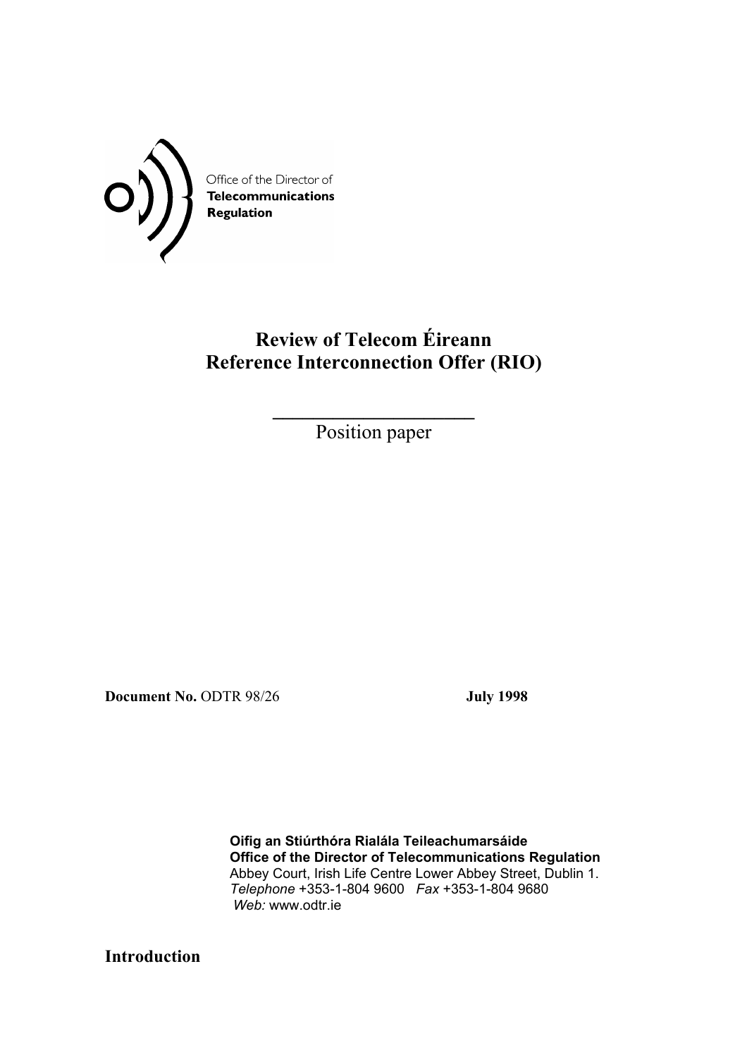Office of the Director of
**Telecommunications**
**Regulation**

# Review of Telecom Éireann Reference Interconnection Offer (RIO)

---

Position paper

**Document No.** ODTR 98/26 **July 1998**

**Oifig an Stiúrthóra Rialála Teileachumarsáide**
**Office of the Director of Telecommunications Regulation**
Abbey Court, Irish Life Centre Lower Abbey Street, Dublin 1.
*Telephone* +353-1-804 9600 *Fax* +353-1-804 9680
*Web:* www.odtr.ie

## Introduction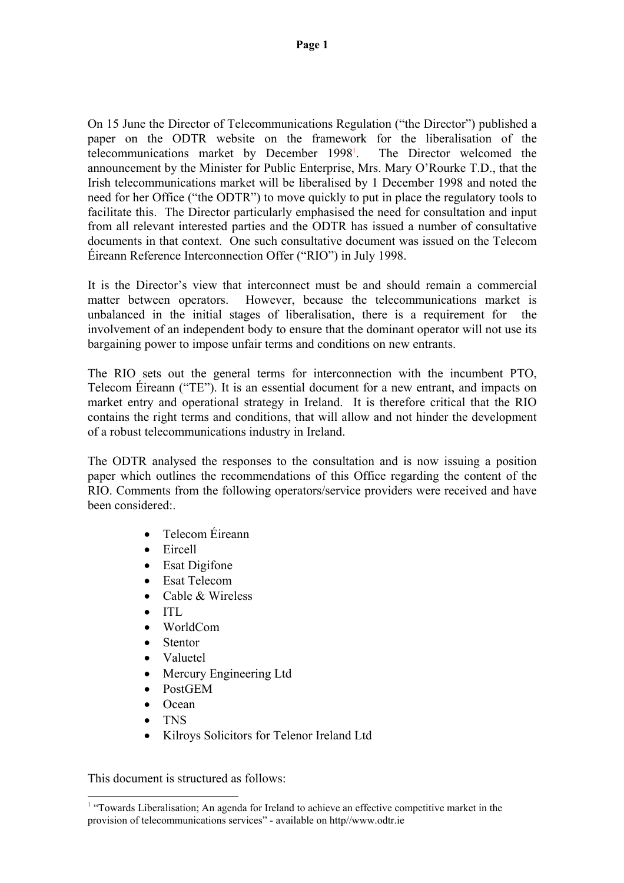On 15 June the Director of Telecommunications Regulation ("the Director") published a paper on the ODTR website on the framework for the liberalisation of the telecommunications market by December 1998[1]. The Director welcomed the announcement by the Minister for Public Enterprise, Mrs. Mary O'Rourke T.D., that the Irish telecommunications market will be liberalised by 1 December 1998 and noted the need for her Office ("the ODTR") to move quickly to put in place the regulatory tools to facilitate this. The Director particularly emphasised the need for consultation and input from all relevant interested parties and the ODTR has issued a number of consultative documents in that context. One such consultative document was issued on the Telecom Éireann Reference Interconnection Offer ("RIO") in July 1998.

It is the Director's view that interconnect must be and should remain a commercial matter between operators. However, because the telecommunications market is unbalanced in the initial stages of liberalisation, there is a requirement for the involvement of an independent body to ensure that the dominant operator will not use its bargaining power to impose unfair terms and conditions on new entrants.

The RIO sets out the general terms for interconnection with the incumbent PTO, Telecom Éireann ("TE"). It is an essential document for a new entrant, and impacts on market entry and operational strategy in Ireland. It is therefore critical that the RIO contains the right terms and conditions, that will allow and not hinder the development of a robust telecommunications industry in Ireland.

The ODTR analysed the responses to the consultation and is now issuing a position paper which outlines the recommendations of this Office regarding the content of the RIO. Comments from the following operators/service providers were received and have been considered:.

- Telecom Éireann
- Eircell
- Esat Digifone
- Esat Telecom
- Cable & Wireless
- ITL
- WorldCom
- Stentor
- Valuetel
- Mercury Engineering Ltd
- PostGEM
- Ocean
- TNS
- Kilroys Solicitors for Telenor Ireland Ltd

This document is structured as follows:

[1] "Towards Liberalisation; An agenda for Ireland to achieve an effective competitive market in the provision of telecommunications services" - available on http//www.odtr.ie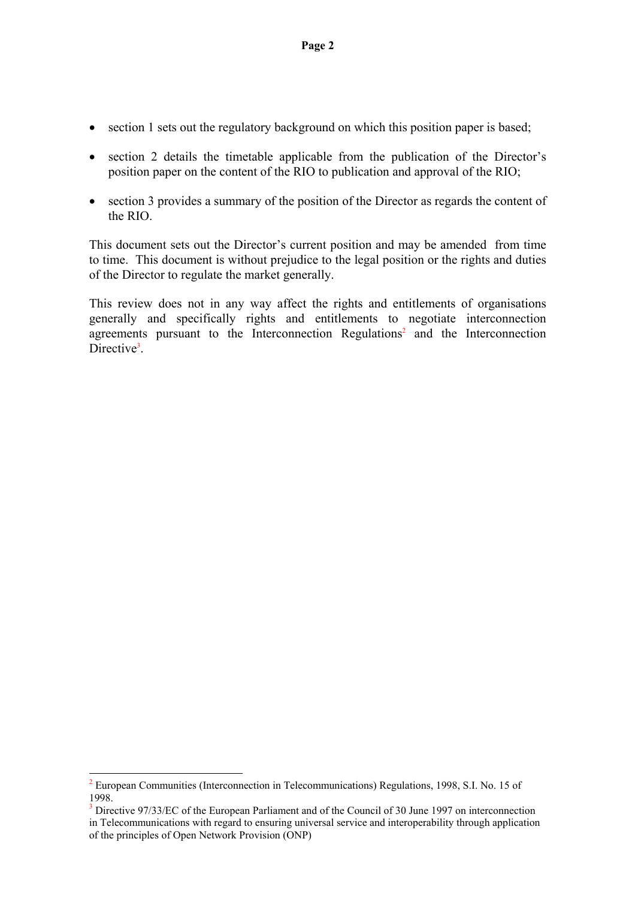- section 1 sets out the regulatory background on which this position paper is based;
- section 2 details the timetable applicable from the publication of the Director's position paper on the content of the RIO to publication and approval of the RIO;
- section 3 provides a summary of the position of the Director as regards the content of the RIO.

This document sets out the Director's current position and may be amended from time to time. This document is without prejudice to the legal position or the rights and duties of the Director to regulate the market generally.

This review does not in any way affect the rights and entitlements of organisations generally and specifically rights and entitlements to negotiate interconnection agreements pursuant to the Interconnection Regulations[2] and the Interconnection Directive[3].

---

[2] European Communities (Interconnection in Telecommunications) Regulations, 1998, S.I. No. 15 of 1998.

[3] Directive 97/33/EC of the European Parliament and of the Council of 30 June 1997 on interconnection in Telecommunications with regard to ensuring universal service and interoperability through application of the principles of Open Network Provision (ONP)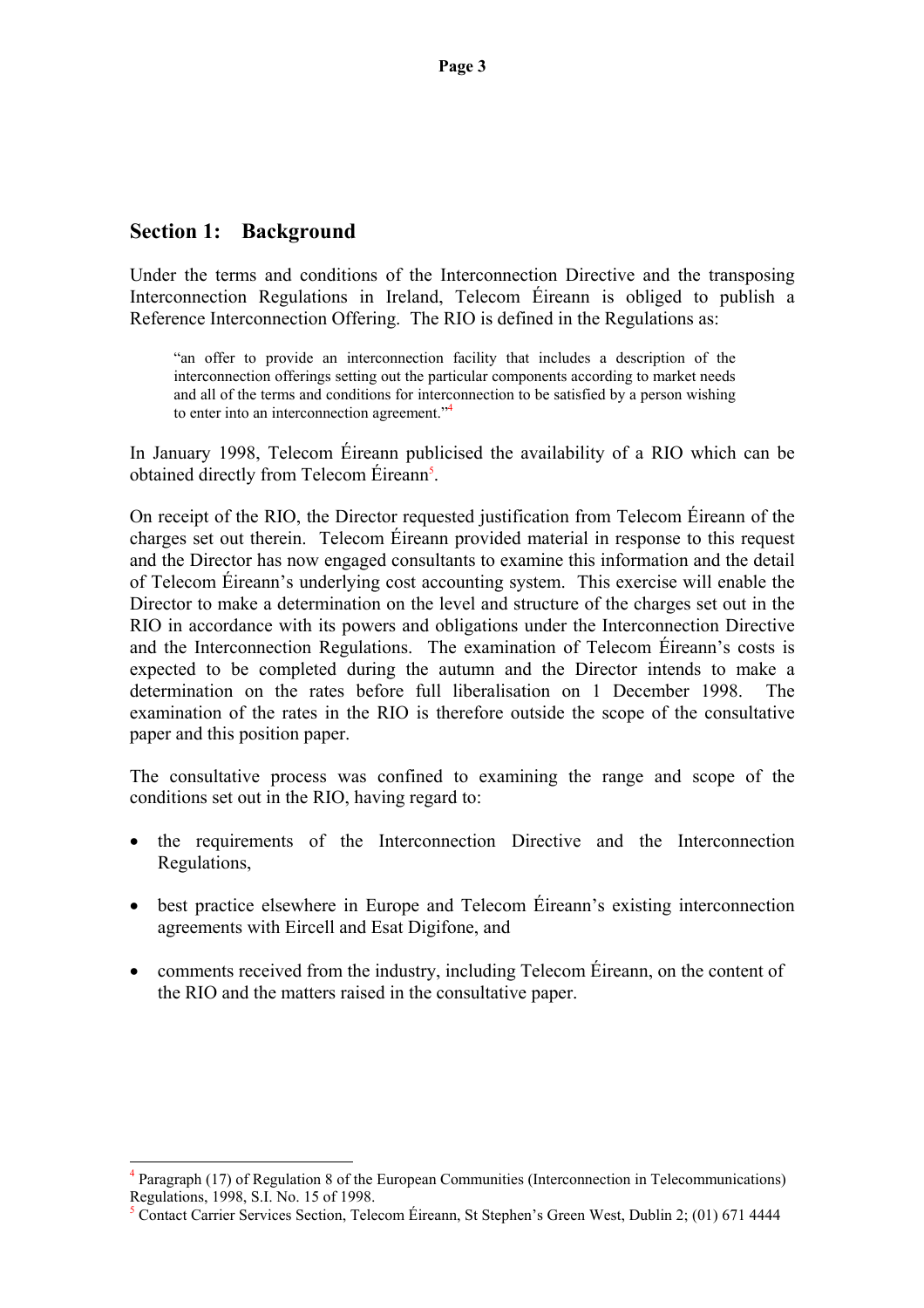## Section 1: Background

Under the terms and conditions of the Interconnection Directive and the transposing Interconnection Regulations in Ireland, Telecom Éireann is obliged to publish a Reference Interconnection Offering. The RIO is defined in the Regulations as:

> "an offer to provide an interconnection facility that includes a description of the interconnection offerings setting out the particular components according to market needs and all of the terms and conditions for interconnection to be satisfied by a person wishing to enter into an interconnection agreement."[4]

In January 1998, Telecom Éireann publicised the availability of a RIO which can be obtained directly from Telecom Éireann[5].

On receipt of the RIO, the Director requested justification from Telecom Éireann of the charges set out therein. Telecom Éireann provided material in response to this request and the Director has now engaged consultants to examine this information and the detail of Telecom Éireann's underlying cost accounting system. This exercise will enable the Director to make a determination on the level and structure of the charges set out in the RIO in accordance with its powers and obligations under the Interconnection Directive and the Interconnection Regulations. The examination of Telecom Éireann's costs is expected to be completed during the autumn and the Director intends to make a determination on the rates before full liberalisation on 1 December 1998. The examination of the rates in the RIO is therefore outside the scope of the consultative paper and this position paper.

The consultative process was confined to examining the range and scope of the conditions set out in the RIO, having regard to:

- the requirements of the Interconnection Directive and the Interconnection Regulations,
- best practice elsewhere in Europe and Telecom Éireann's existing interconnection agreements with Eircell and Esat Digifone, and
- comments received from the industry, including Telecom Éireann, on the content of the RIO and the matters raised in the consultative paper.

---

[4] Paragraph (17) of Regulation 8 of the European Communities (Interconnection in Telecommunications) Regulations, 1998, S.I. No. 15 of 1998.

[5] Contact Carrier Services Section, Telecom Éireann, St Stephen's Green West, Dublin 2; (01) 671 4444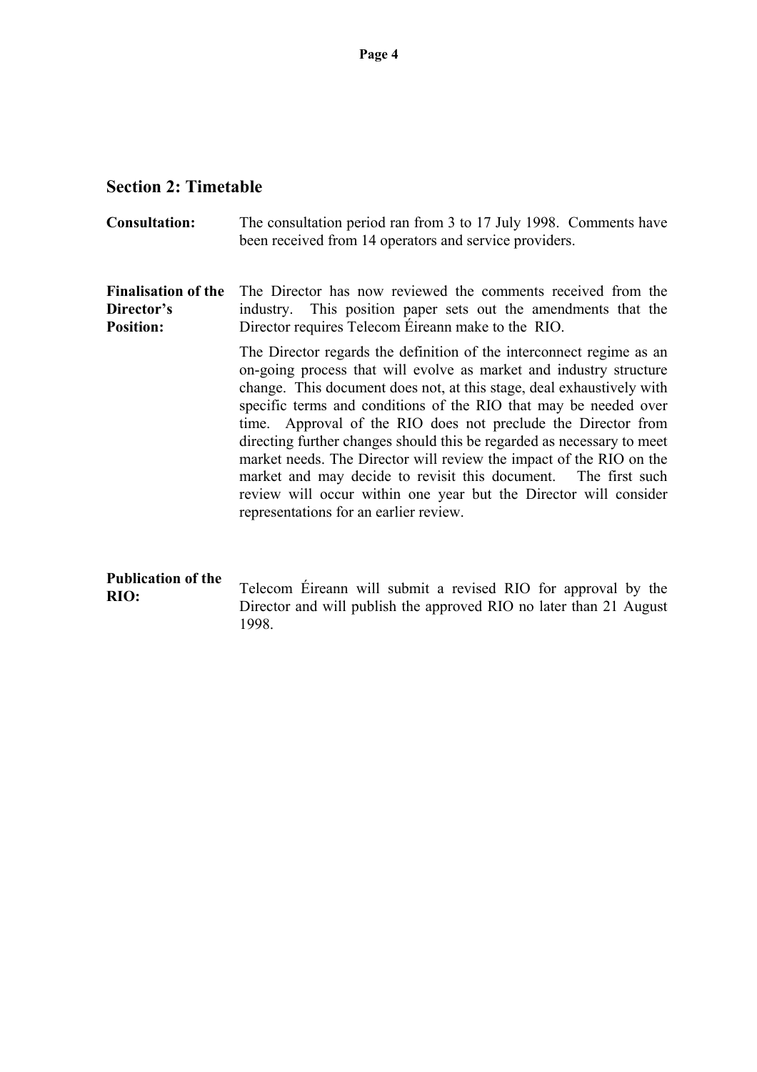## Section 2: Timetable

**Consultation:** The consultation period ran from 3 to 17 July 1998. Comments have been received from 14 operators and service providers.

**Finalisation of the Director's Position:** The Director has now reviewed the comments received from the industry. This position paper sets out the amendments that the Director requires Telecom Éireann make to the RIO.

The Director regards the definition of the interconnect regime as an on-going process that will evolve as market and industry structure change. This document does not, at this stage, deal exhaustively with specific terms and conditions of the RIO that may be needed over time. Approval of the RIO does not preclude the Director from directing further changes should this be regarded as necessary to meet market needs. The Director will review the impact of the RIO on the market and may decide to revisit this document. The first such review will occur within one year but the Director will consider representations for an earlier review.

**Publication of the RIO:** Telecom Éireann will submit a revised RIO for approval by the Director and will publish the approved RIO no later than 21 August 1998.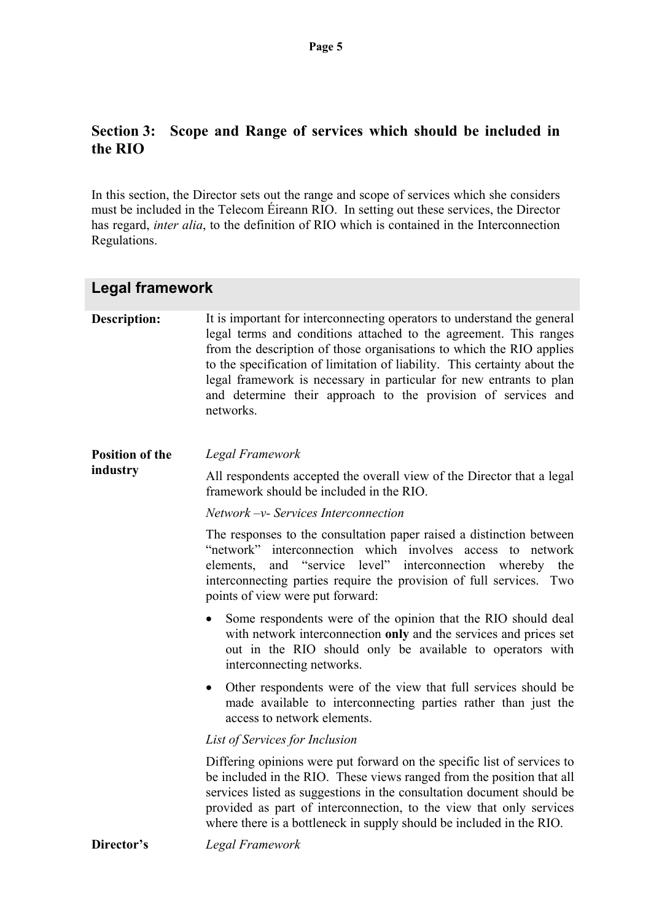## Section 3: Scope and Range of services which should be included in the RIO

In this section, the Director sets out the range and scope of services which she considers must be included in the Telecom Éireann RIO. In setting out these services, the Director has regard, *inter alia*, to the definition of RIO which is contained in the Interconnection Regulations.

### Legal framework

**Description:**

It is important for interconnecting operators to understand the general legal terms and conditions attached to the agreement. This ranges from the description of those organisations to which the RIO applies to the specification of limitation of liability. This certainty about the legal framework is necessary in particular for new entrants to plan and determine their approach to the provision of services and networks.

**Position of the industry**

*Legal Framework*

All respondents accepted the overall view of the Director that a legal framework should be included in the RIO.

*Network –v- Services Interconnection*

The responses to the consultation paper raised a distinction between "network" interconnection which involves access to network elements, and "service level" interconnection whereby the interconnecting parties require the provision of full services. Two points of view were put forward:

- Some respondents were of the opinion that the RIO should deal with network interconnection **only** and the services and prices set out in the RIO should only be available to operators with interconnecting networks.
- Other respondents were of the view that full services should be made available to interconnecting parties rather than just the access to network elements.

*List of Services for Inclusion*

Differing opinions were put forward on the specific list of services to be included in the RIO. These views ranged from the position that all services listed as suggestions in the consultation document should be provided as part of interconnection, to the view that only services where there is a bottleneck in supply should be included in the RIO.

**Director's**

*Legal Framework*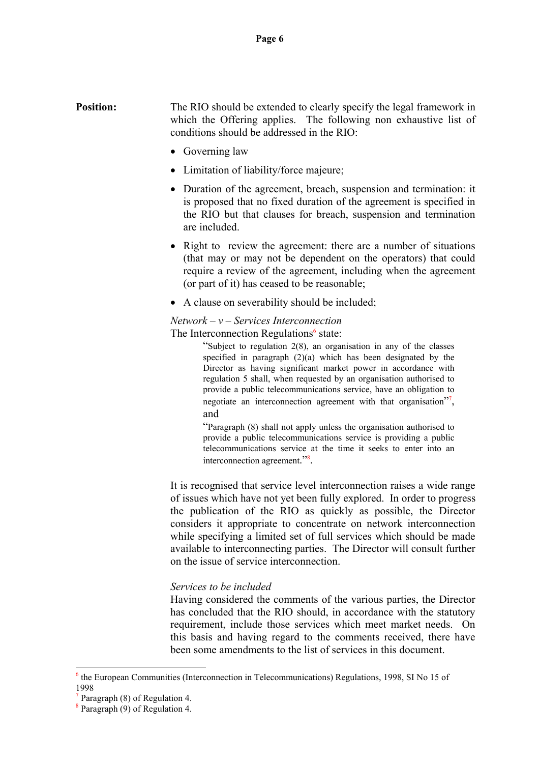**Position:** The RIO should be extended to clearly specify the legal framework in which the Offering applies. The following non exhaustive list of conditions should be addressed in the RIO:

- Governing law
- Limitation of liability/force majeure;
- Duration of the agreement, breach, suspension and termination: it is proposed that no fixed duration of the agreement is specified in the RIO but that clauses for breach, suspension and termination are included.
- Right to review the agreement: there are a number of situations (that may or may not be dependent on the operators) that could require a review of the agreement, including when the agreement (or part of it) has ceased to be reasonable;
- A clause on severability should be included;

*Network – v – Services Interconnection*

The Interconnection Regulations[6] state:

> "Subject to regulation 2(8), an organisation in any of the classes specified in paragraph (2)(a) which has been designated by the Director as having significant market power in accordance with regulation 5 shall, when requested by an organisation authorised to provide a public telecommunications service, have an obligation to negotiate an interconnection agreement with that organisation"[7], and
>
> "Paragraph (8) shall not apply unless the organisation authorised to provide a public telecommunications service is providing a public telecommunications service at the time it seeks to enter into an interconnection agreement."[8].

It is recognised that service level interconnection raises a wide range of issues which have not yet been fully explored. In order to progress the publication of the RIO as quickly as possible, the Director considers it appropriate to concentrate on network interconnection while specifying a limited set of full services which should be made available to interconnecting parties. The Director will consult further on the issue of service interconnection.

*Services to be included*

Having considered the comments of the various parties, the Director has concluded that the RIO should, in accordance with the statutory requirement, include those services which meet market needs. On this basis and having regard to the comments received, there have been some amendments to the list of services in this document.

---

[6] the European Communities (Interconnection in Telecommunications) Regulations, 1998, SI No 15 of 1998

[7] Paragraph (8) of Regulation 4.

[8] Paragraph (9) of Regulation 4.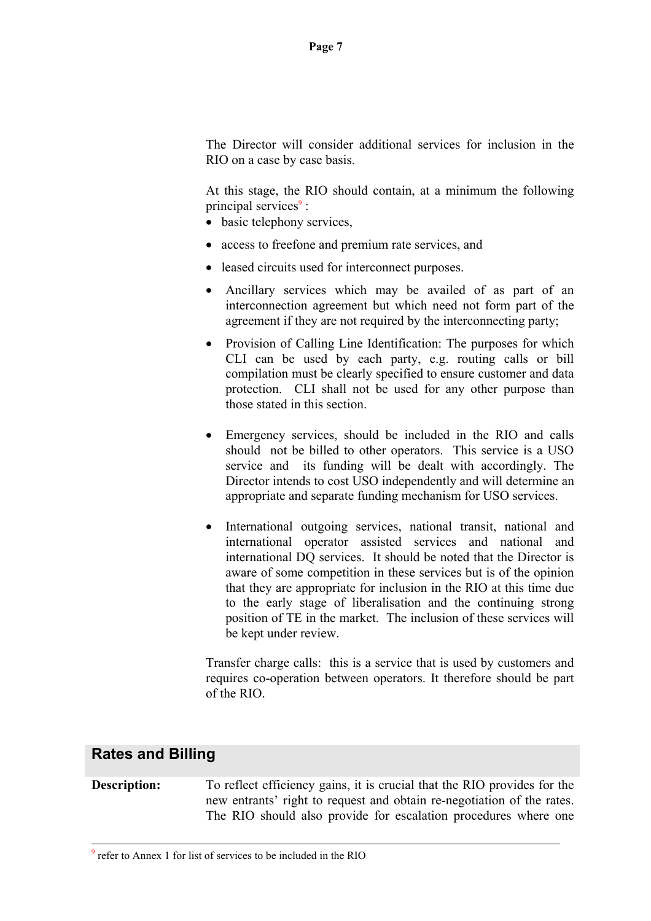The Director will consider additional services for inclusion in the RIO on a case by case basis.

At this stage, the RIO should contain, at a minimum the following principal services[9] :

- basic telephony services,
- access to freefone and premium rate services, and
- leased circuits used for interconnect purposes.
- Ancillary services which may be availed of as part of an interconnection agreement but which need not form part of the agreement if they are not required by the interconnecting party;
- Provision of Calling Line Identification: The purposes for which CLI can be used by each party, e.g. routing calls or bill compilation must be clearly specified to ensure customer and data protection. CLI shall not be used for any other purpose than those stated in this section.
- Emergency services, should be included in the RIO and calls should not be billed to other operators. This service is a USO service and its funding will be dealt with accordingly. The Director intends to cost USO independently and will determine an appropriate and separate funding mechanism for USO services.
- International outgoing services, national transit, national and international operator assisted services and national and international DQ services. It should be noted that the Director is aware of some competition in these services but is of the opinion that they are appropriate for inclusion in the RIO at this time due to the early stage of liberalisation and the continuing strong position of TE in the market. The inclusion of these services will be kept under review.

Transfer charge calls: this is a service that is used by customers and requires co-operation between operators. It therefore should be part of the RIO.

## Rates and Billing

**Description:** To reflect efficiency gains, it is crucial that the RIO provides for the new entrants' right to request and obtain re-negotiation of the rates. The RIO should also provide for escalation procedures where one

[9] refer to Annex 1 for list of services to be included in the RIO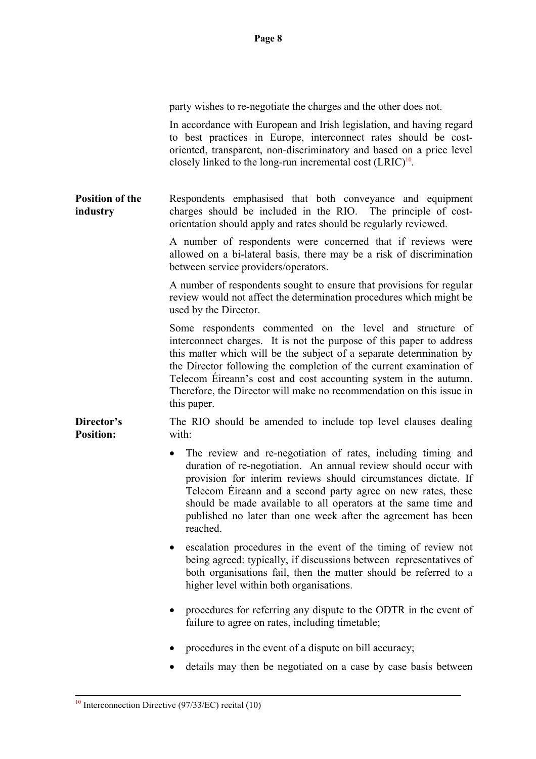party wishes to re-negotiate the charges and the other does not.

In accordance with European and Irish legislation, and having regard to best practices in Europe, interconnect rates should be cost-oriented, transparent, non-discriminatory and based on a price level closely linked to the long-run incremental cost (LRIC)[10].

**Position of the industry**

Respondents emphasised that both conveyance and equipment charges should be included in the RIO. The principle of cost-orientation should apply and rates should be regularly reviewed.

A number of respondents were concerned that if reviews were allowed on a bi-lateral basis, there may be a risk of discrimination between service providers/operators.

A number of respondents sought to ensure that provisions for regular review would not affect the determination procedures which might be used by the Director.

Some respondents commented on the level and structure of interconnect charges. It is not the purpose of this paper to address this matter which will be the subject of a separate determination by the Director following the completion of the current examination of Telecom Éireann's cost and cost accounting system in the autumn. Therefore, the Director will make no recommendation on this issue in this paper.

**Director's Position:**

The RIO should be amended to include top level clauses dealing with:

- The review and re-negotiation of rates, including timing and duration of re-negotiation. An annual review should occur with provision for interim reviews should circumstances dictate. If Telecom Éireann and a second party agree on new rates, these should be made available to all operators at the same time and published no later than one week after the agreement has been reached.
- escalation procedures in the event of the timing of review not being agreed: typically, if discussions between representatives of both organisations fail, then the matter should be referred to a higher level within both organisations.
- procedures for referring any dispute to the ODTR in the event of failure to agree on rates, including timetable;
- procedures in the event of a dispute on bill accuracy;
- details may then be negotiated on a case by case basis between

[10] Interconnection Directive (97/33/EC) recital (10)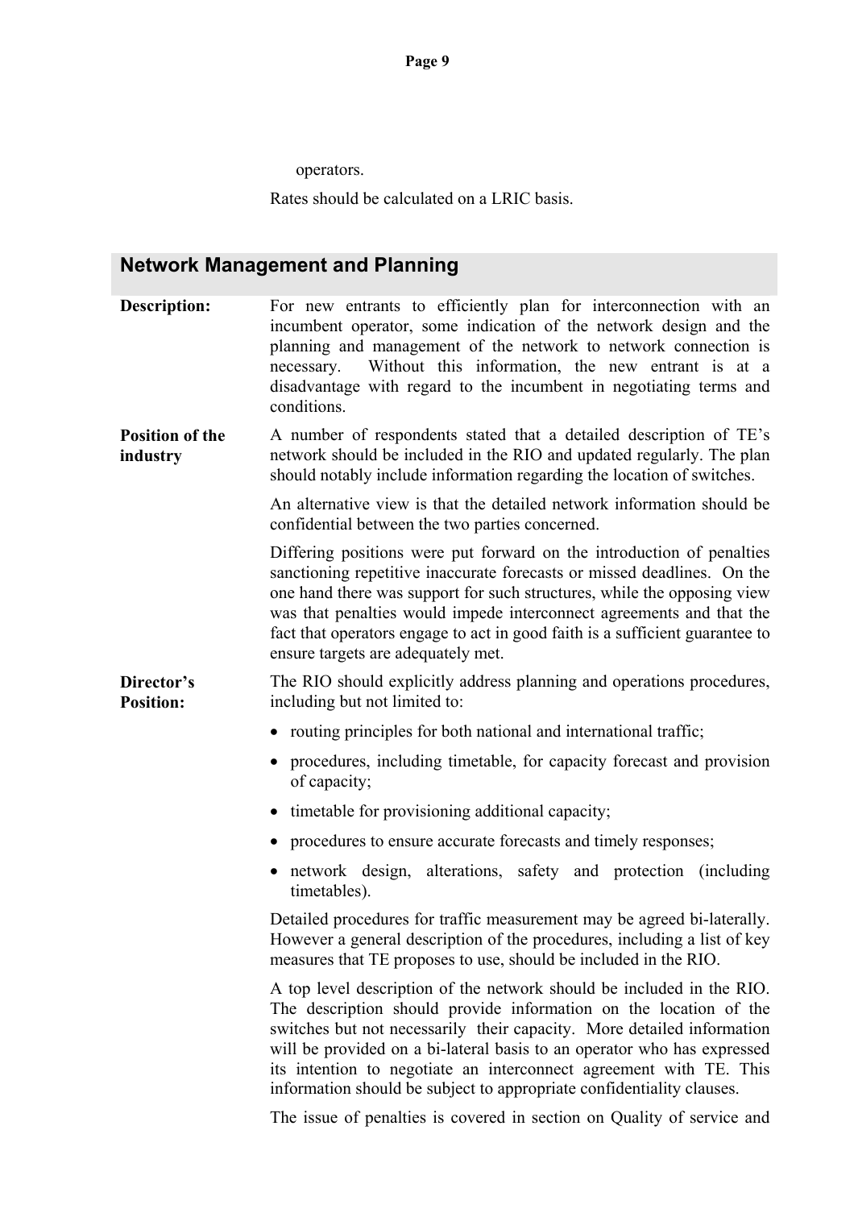operators.

Rates should be calculated on a LRIC basis.

## Network Management and Planning

**Description:** For new entrants to efficiently plan for interconnection with an incumbent operator, some indication of the network design and the planning and management of the network to network connection is necessary. Without this information, the new entrant is at a disadvantage with regard to the incumbent in negotiating terms and conditions.

**Position of the industry** A number of respondents stated that a detailed description of TE's network should be included in the RIO and updated regularly. The plan should notably include information regarding the location of switches.

An alternative view is that the detailed network information should be confidential between the two parties concerned.

Differing positions were put forward on the introduction of penalties sanctioning repetitive inaccurate forecasts or missed deadlines. On the one hand there was support for such structures, while the opposing view was that penalties would impede interconnect agreements and that the fact that operators engage to act in good faith is a sufficient guarantee to ensure targets are adequately met.

**Director's Position:** The RIO should explicitly address planning and operations procedures, including but not limited to:

- routing principles for both national and international traffic;
- procedures, including timetable, for capacity forecast and provision of capacity;
- timetable for provisioning additional capacity;
- procedures to ensure accurate forecasts and timely responses;
- network design, alterations, safety and protection (including timetables).

Detailed procedures for traffic measurement may be agreed bi-laterally. However a general description of the procedures, including a list of key measures that TE proposes to use, should be included in the RIO.

A top level description of the network should be included in the RIO. The description should provide information on the location of the switches but not necessarily their capacity. More detailed information will be provided on a bi-lateral basis to an operator who has expressed its intention to negotiate an interconnect agreement with TE. This information should be subject to appropriate confidentiality clauses.

The issue of penalties is covered in section on Quality of service and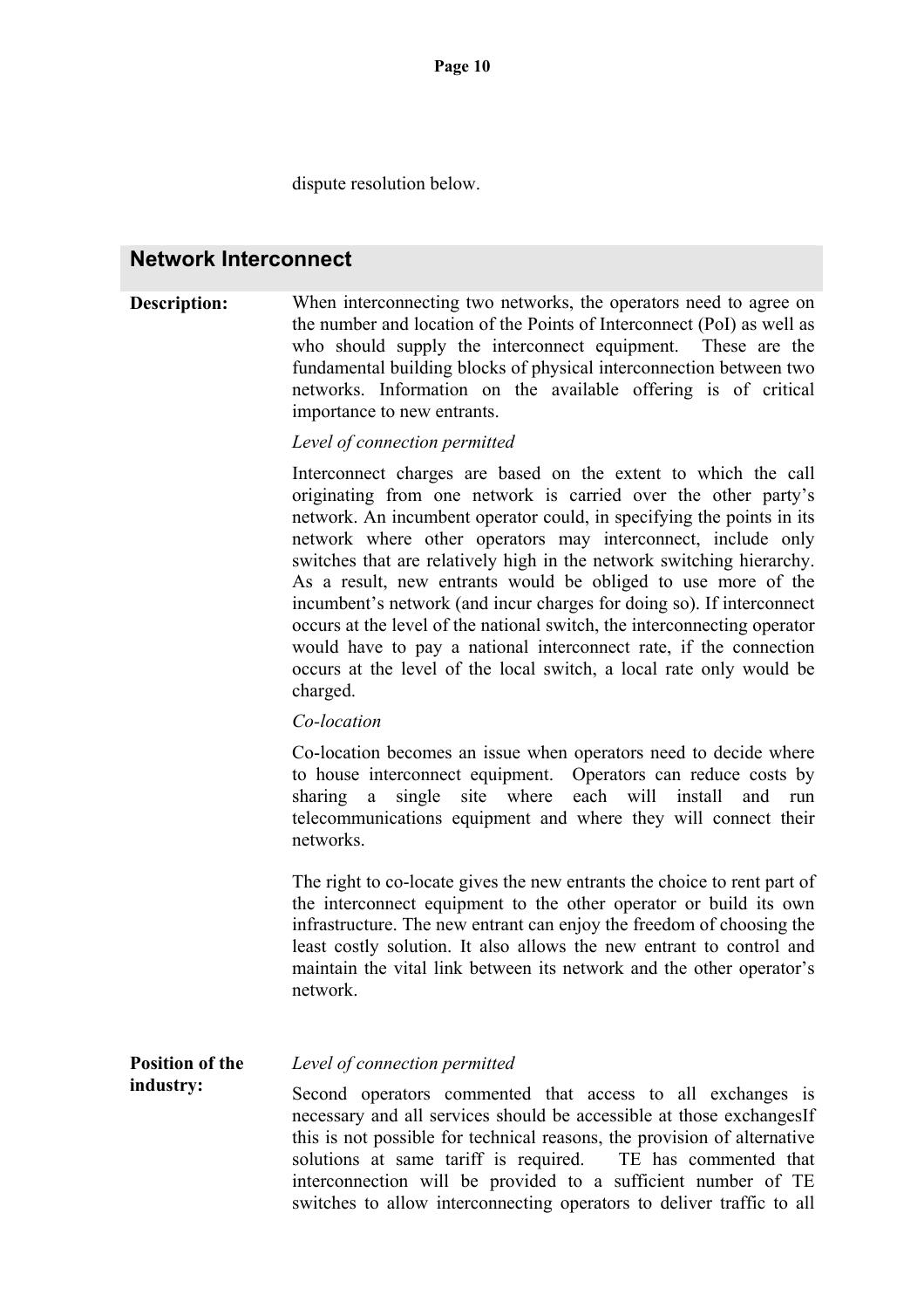dispute resolution below.

## Network Interconnect

**Description:**

When interconnecting two networks, the operators need to agree on the number and location of the Points of Interconnect (PoI) as well as who should supply the interconnect equipment. These are the fundamental building blocks of physical interconnection between two networks. Information on the available offering is of critical importance to new entrants.

*Level of connection permitted*

Interconnect charges are based on the extent to which the call originating from one network is carried over the other party's network. An incumbent operator could, in specifying the points in its network where other operators may interconnect, include only switches that are relatively high in the network switching hierarchy. As a result, new entrants would be obliged to use more of the incumbent's network (and incur charges for doing so). If interconnect occurs at the level of the national switch, the interconnecting operator would have to pay a national interconnect rate, if the connection occurs at the level of the local switch, a local rate only would be charged.

*Co-location*

Co-location becomes an issue when operators need to decide where to house interconnect equipment. Operators can reduce costs by sharing a single site where each will install and run telecommunications equipment and where they will connect their networks.

The right to co-locate gives the new entrants the choice to rent part of the interconnect equipment to the other operator or build its own infrastructure. The new entrant can enjoy the freedom of choosing the least costly solution. It also allows the new entrant to control and maintain the vital link between its network and the other operator's network.

**Position of the industry:**

*Level of connection permitted*

Second operators commented that access to all exchanges is necessary and all services should be accessible at those exchangesIf this is not possible for technical reasons, the provision of alternative solutions at same tariff is required. TE has commented that interconnection will be provided to a sufficient number of TE switches to allow interconnecting operators to deliver traffic to all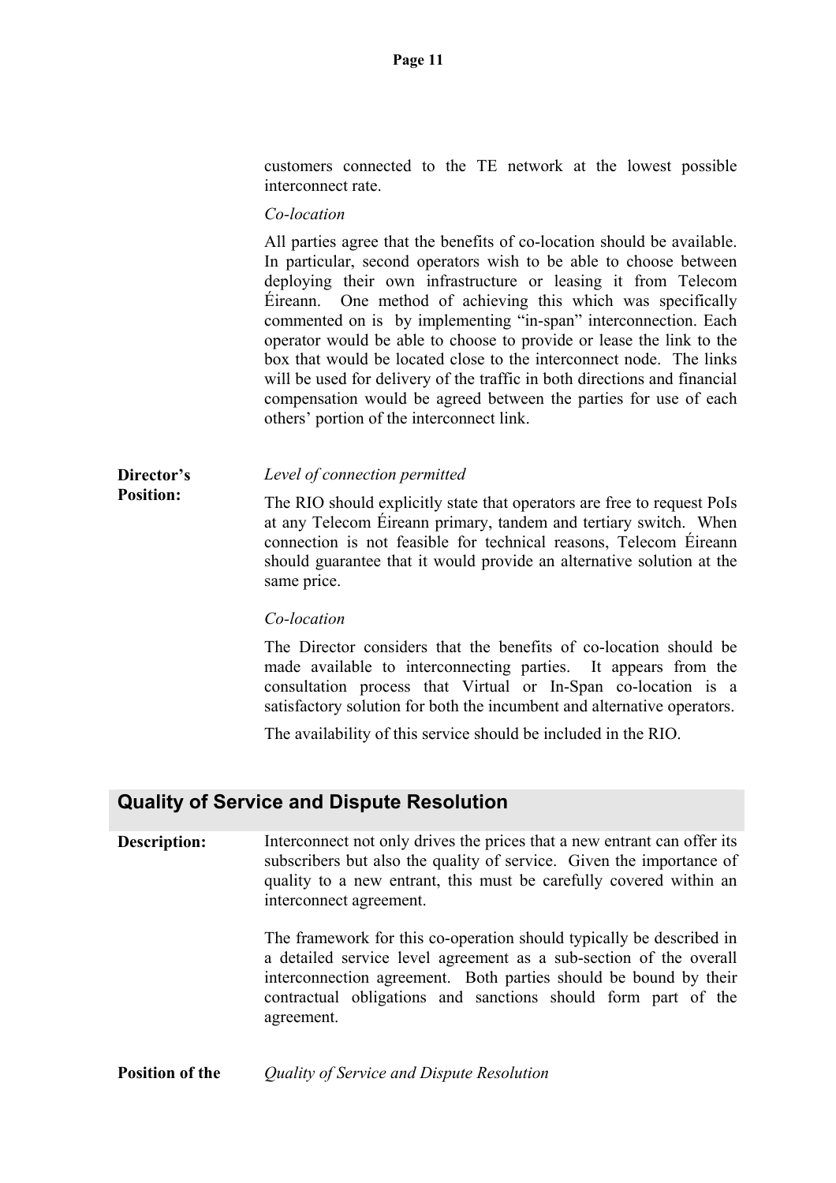customers connected to the TE network at the lowest possible interconnect rate.

*Co-location*

All parties agree that the benefits of co-location should be available. In particular, second operators wish to be able to choose between deploying their own infrastructure or leasing it from Telecom Éireann. One method of achieving this which was specifically commented on is by implementing "in-span" interconnection. Each operator would be able to choose to provide or lease the link to the box that would be located close to the interconnect node. The links will be used for delivery of the traffic in both directions and financial compensation would be agreed between the parties for use of each others' portion of the interconnect link.

**Director's Position:**

*Level of connection permitted*

The RIO should explicitly state that operators are free to request PoIs at any Telecom Éireann primary, tandem and tertiary switch. When connection is not feasible for technical reasons, Telecom Éireann should guarantee that it would provide an alternative solution at the same price.

*Co-location*

The Director considers that the benefits of co-location should be made available to interconnecting parties. It appears from the consultation process that Virtual or In-Span co-location is a satisfactory solution for both the incumbent and alternative operators.

The availability of this service should be included in the RIO.

## Quality of Service and Dispute Resolution

**Description:**

Interconnect not only drives the prices that a new entrant can offer its subscribers but also the quality of service. Given the importance of quality to a new entrant, this must be carefully covered within an interconnect agreement.

The framework for this co-operation should typically be described in a detailed service level agreement as a sub-section of the overall interconnection agreement. Both parties should be bound by their contractual obligations and sanctions should form part of the agreement.

**Position of the**

*Quality of Service and Dispute Resolution*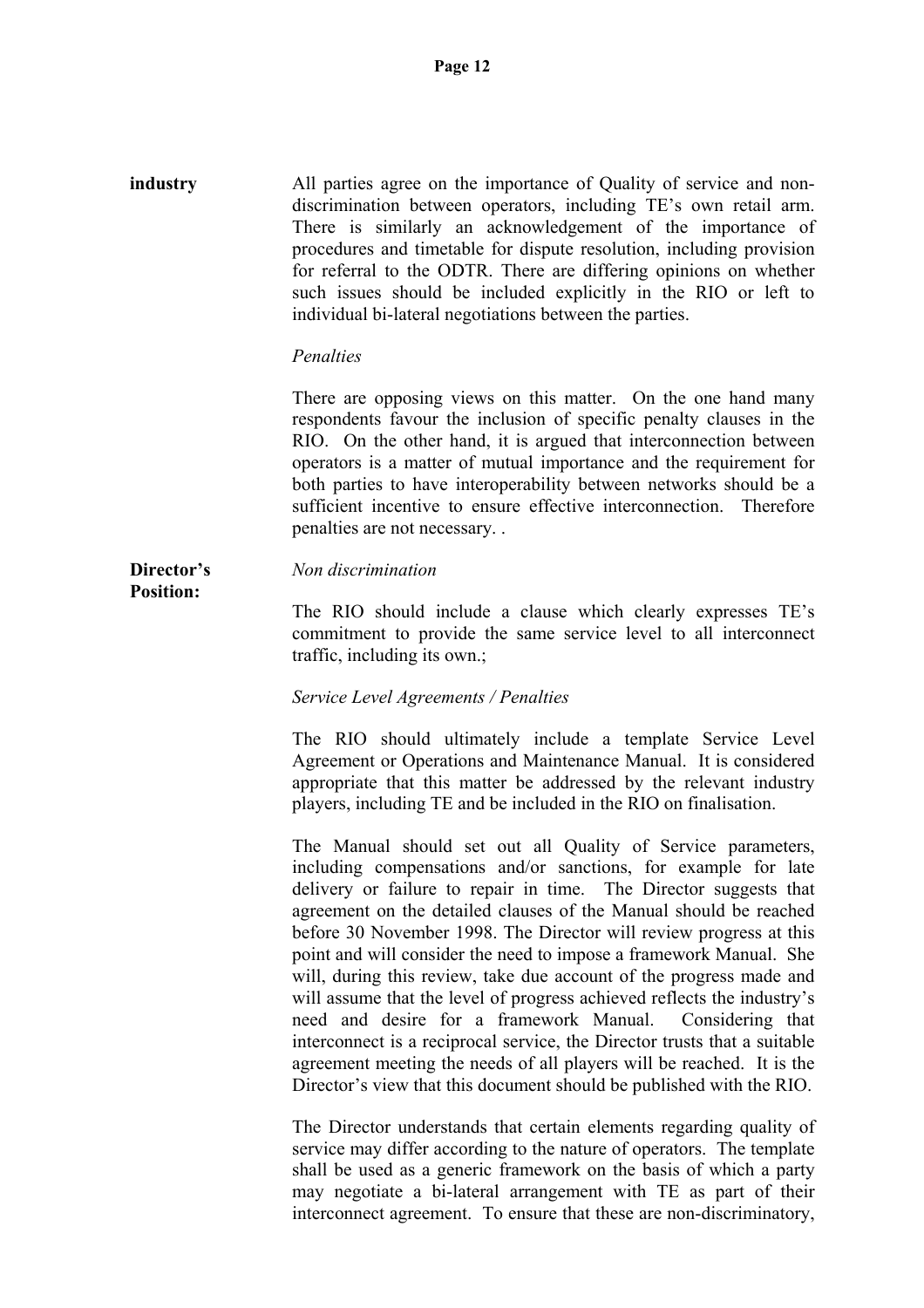**industry** All parties agree on the importance of Quality of service and non-discrimination between operators, including TE's own retail arm. There is similarly an acknowledgement of the importance of procedures and timetable for dispute resolution, including provision for referral to the ODTR. There are differing opinions on whether such issues should be included explicitly in the RIO or left to individual bi-lateral negotiations between the parties.

*Penalties*

There are opposing views on this matter. On the one hand many respondents favour the inclusion of specific penalty clauses in the RIO. On the other hand, it is argued that interconnection between operators is a matter of mutual importance and the requirement for both parties to have interoperability between networks should be a sufficient incentive to ensure effective interconnection. Therefore penalties are not necessary. .

**Director's Position:**

*Non discrimination*

The RIO should include a clause which clearly expresses TE's commitment to provide the same service level to all interconnect traffic, including its own.;

*Service Level Agreements / Penalties*

The RIO should ultimately include a template Service Level Agreement or Operations and Maintenance Manual. It is considered appropriate that this matter be addressed by the relevant industry players, including TE and be included in the RIO on finalisation.

The Manual should set out all Quality of Service parameters, including compensations and/or sanctions, for example for late delivery or failure to repair in time. The Director suggests that agreement on the detailed clauses of the Manual should be reached before 30 November 1998. The Director will review progress at this point and will consider the need to impose a framework Manual. She will, during this review, take due account of the progress made and will assume that the level of progress achieved reflects the industry's need and desire for a framework Manual. Considering that interconnect is a reciprocal service, the Director trusts that a suitable agreement meeting the needs of all players will be reached. It is the Director's view that this document should be published with the RIO.

The Director understands that certain elements regarding quality of service may differ according to the nature of operators. The template shall be used as a generic framework on the basis of which a party may negotiate a bi-lateral arrangement with TE as part of their interconnect agreement. To ensure that these are non-discriminatory,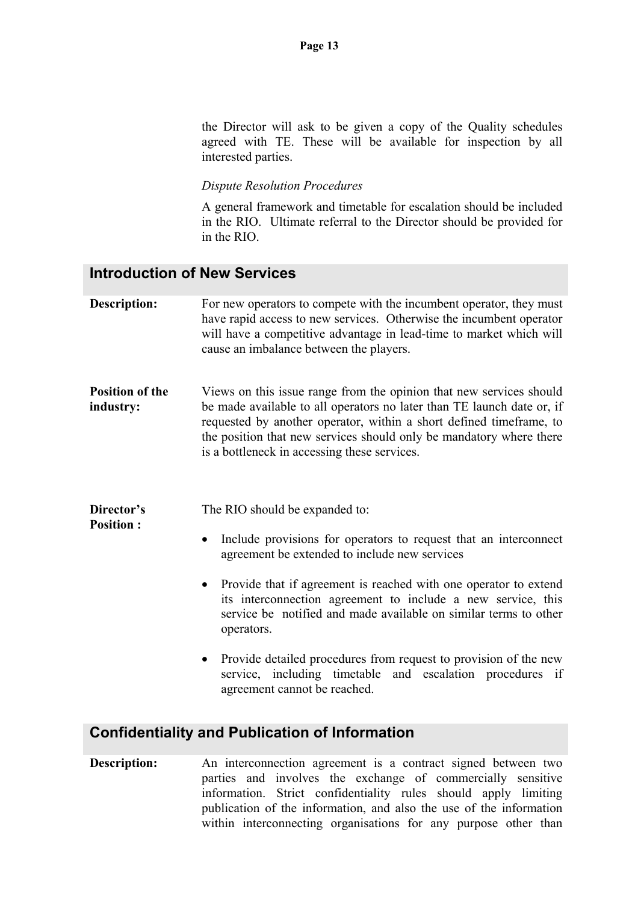the Director will ask to be given a copy of the Quality schedules agreed with TE. These will be available for inspection by all interested parties.

*Dispute Resolution Procedures*

A general framework and timetable for escalation should be included in the RIO. Ultimate referral to the Director should be provided for in the RIO.

## Introduction of New Services

**Description:** For new operators to compete with the incumbent operator, they must have rapid access to new services. Otherwise the incumbent operator will have a competitive advantage in lead-time to market which will cause an imbalance between the players.

**Position of the industry:** Views on this issue range from the opinion that new services should be made available to all operators no later than TE launch date or, if requested by another operator, within a short defined timeframe, to the position that new services should only be mandatory where there is a bottleneck in accessing these services.

**Director's Position :** The RIO should be expanded to:

- Include provisions for operators to request that an interconnect agreement be extended to include new services
- Provide that if agreement is reached with one operator to extend its interconnection agreement to include a new service, this service be notified and made available on similar terms to other operators.
- Provide detailed procedures from request to provision of the new service, including timetable and escalation procedures if agreement cannot be reached.

## Confidentiality and Publication of Information

**Description:** An interconnection agreement is a contract signed between two parties and involves the exchange of commercially sensitive information. Strict confidentiality rules should apply limiting publication of the information, and also the use of the information within interconnecting organisations for any purpose other than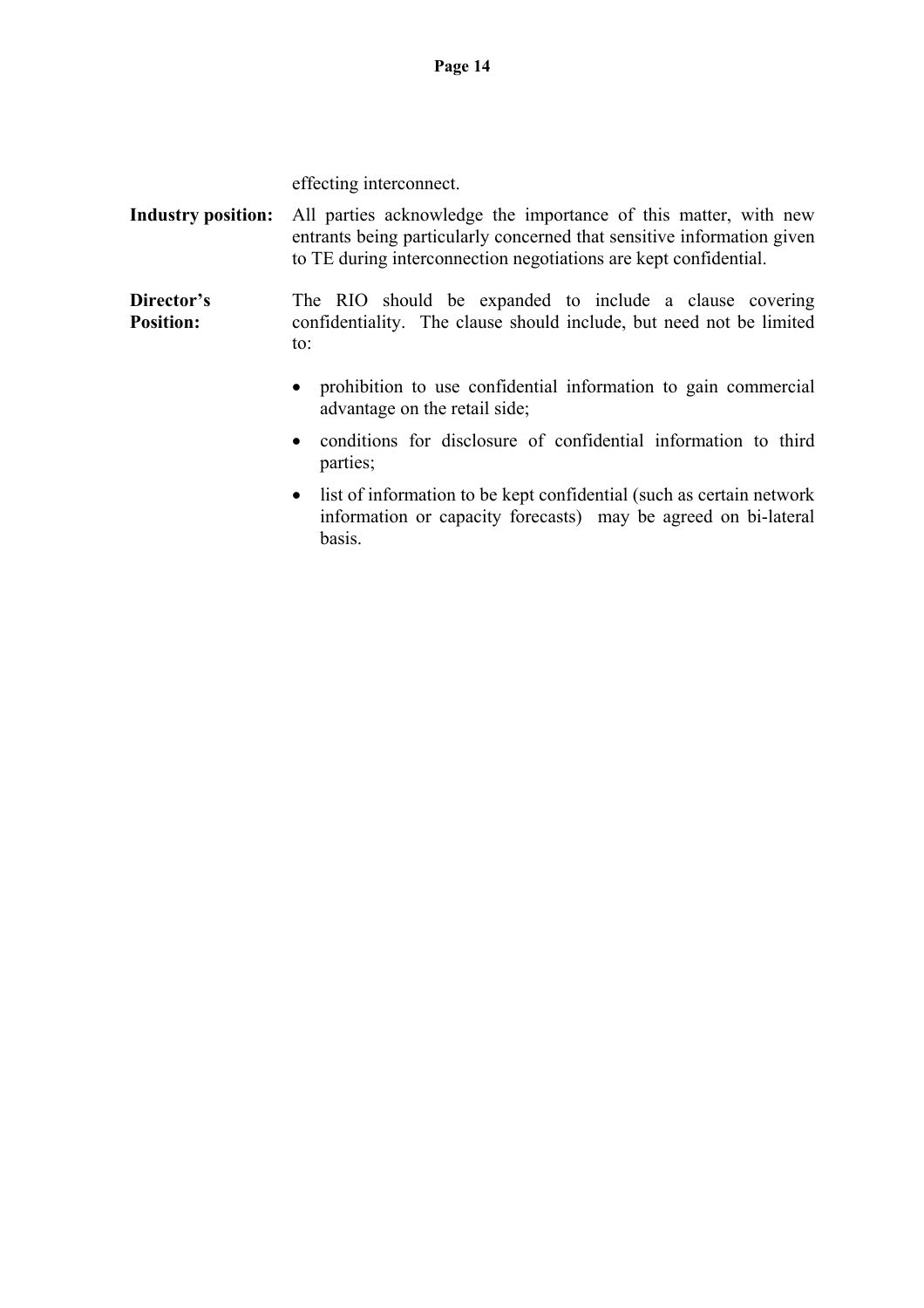effecting interconnect.

**Industry position:** All parties acknowledge the importance of this matter, with new entrants being particularly concerned that sensitive information given to TE during interconnection negotiations are kept confidential.

**Director's Position:** The RIO should be expanded to include a clause covering confidentiality. The clause should include, but need not be limited to:

- prohibition to use confidential information to gain commercial advantage on the retail side;
- conditions for disclosure of confidential information to third parties;
- list of information to be kept confidential (such as certain network information or capacity forecasts) may be agreed on bi-lateral basis.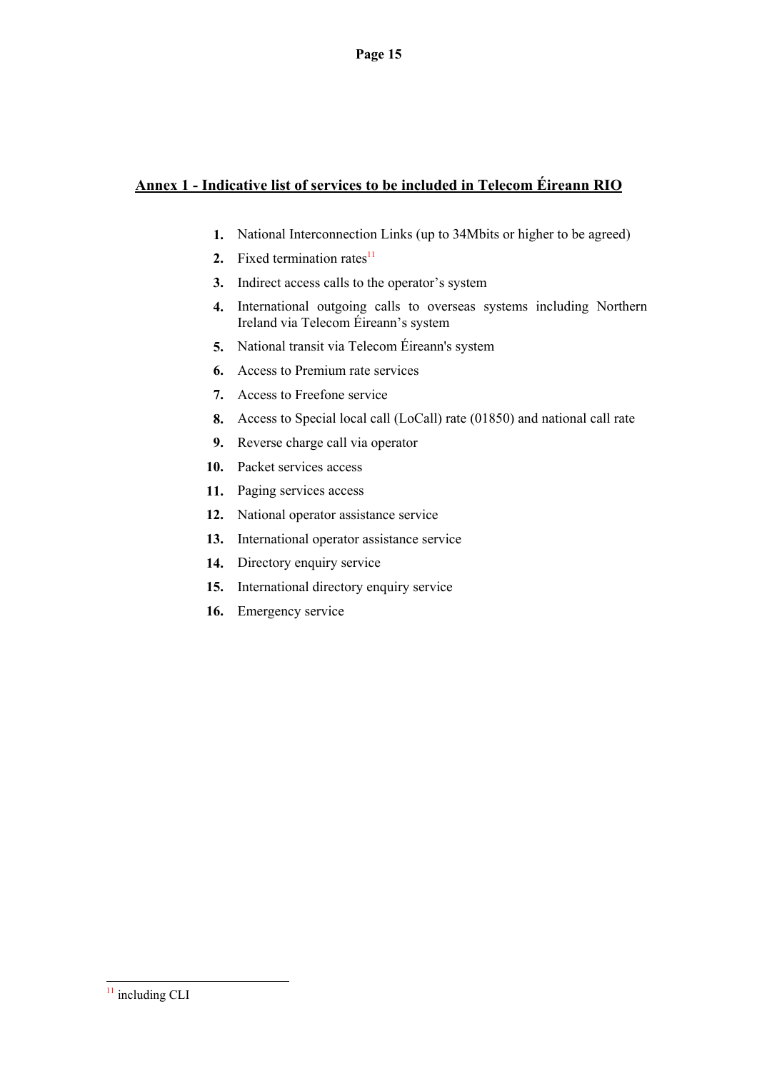## Annex 1 - Indicative list of services to be included in Telecom Éireann RIO

1. National Interconnection Links (up to 34Mbits or higher to be agreed)
2. Fixed termination rates[11]
3. Indirect access calls to the operator's system
4. International outgoing calls to overseas systems including Northern Ireland via Telecom Éireann's system
5. National transit via Telecom Éireann's system
6. Access to Premium rate services
7. Access to Freefone service
8. Access to Special local call (LoCall) rate (01850) and national call rate
9. Reverse charge call via operator
10. Packet services access
11. Paging services access
12. National operator assistance service
13. International operator assistance service
14. Directory enquiry service
15. International directory enquiry service
16. Emergency service

---

[11] including CLI